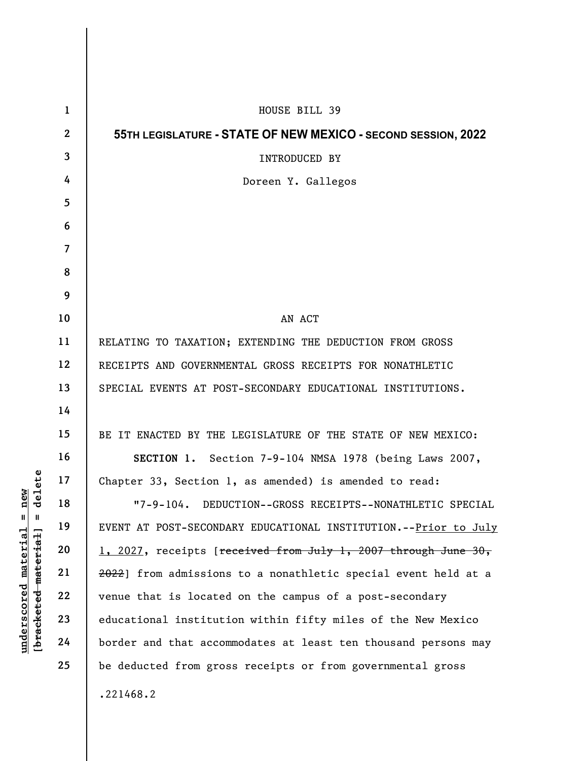HOUSE BILL 39

**55TH LEGISLATURE - STATE OF NEW MEXICO - SECOND SESSION, 2022**

INTRODUCED BY

Doreen Y. Gallegos

AN ACT

RELATING TO TAXATION; EXTENDING THE DEDUCTION FROM GROSS RECEIPTS AND GOVERNMENTAL GROSS RECEIPTS FOR NONATHLETIC SPECIAL EVENTS AT POST-SECONDARY EDUCATIONAL INSTITUTIONS.

BE IT ENACTED BY THE LEGISLATURE OF THE STATE OF NEW MEXICO:

**SECTION 1.** Section 7-9-104 NMSA 1978 (being Laws 2007, Chapter 33, Section 1, as amended) is amended to read:

"7-9-104. DEDUCTION--GROSS RECEIPTS--NONATHLETIC SPECIAL EVENT AT POST-SECONDARY EDUCATIONAL INSTITUTION.--<u>Prior to July 1, 2027</u>, receipts [~~received from July 1, 2007 through June 30, 2022~~] from admissions to a nonathletic special event held at a venue that is located on the campus of a post-secondary educational institution within fifty miles of the New Mexico border and that accommodates at least ten thousand persons may be deducted from gross receipts or from governmental gross

.221468.2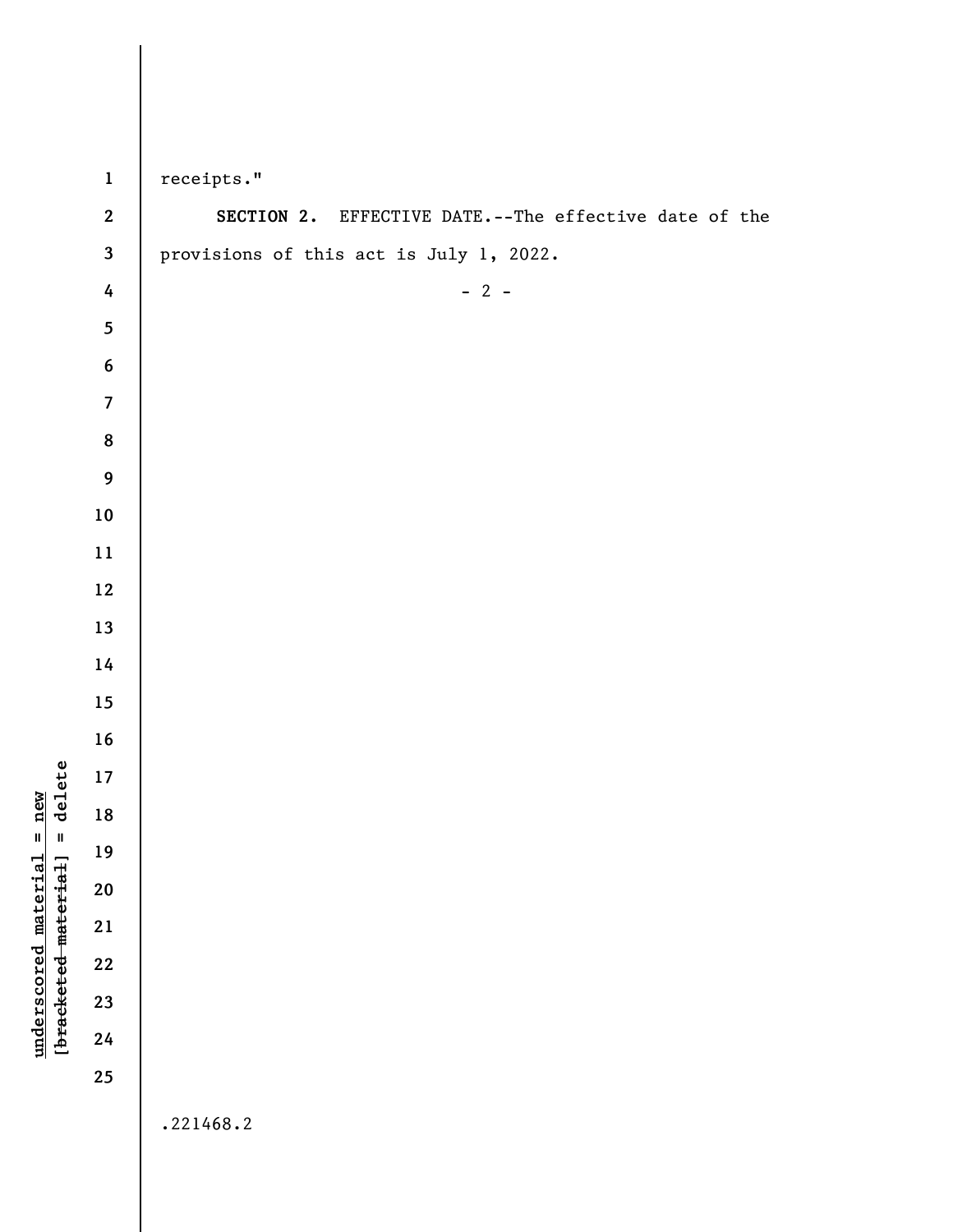receipts."

**SECTION 2.** EFFECTIVE DATE.--The effective date of the provisions of this act is July 1, 2022.

.221468.2